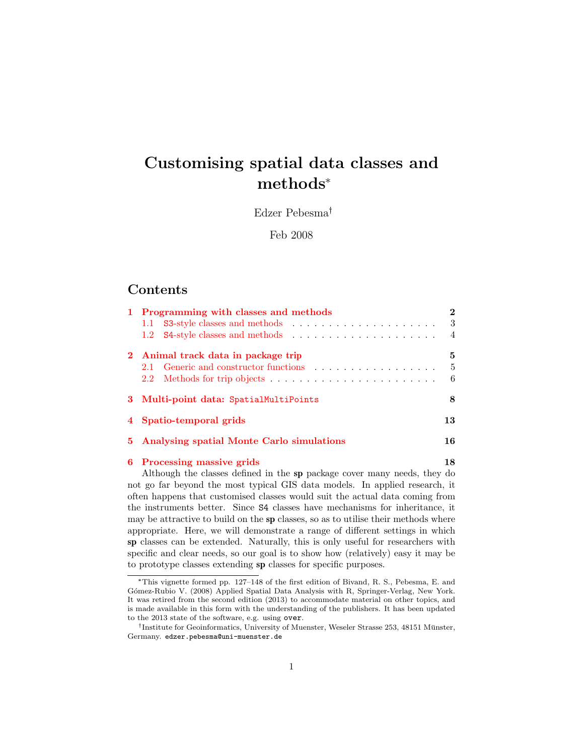# Customising spatial data classes and methods*

Edzer Pebesma†

Feb 2008

## Contents

1 Programming with classes and methods 2
  1.1 S3-style classes and methods 3
  1.2 S4-style classes and methods 4

2 Animal track data in package trip 5
  2.1 Generic and constructor functions 5
  2.2 Methods for trip objects 6

3 Multi-point data: `SpatialMultiPoints` 8

4 Spatio-temporal grids 13

5 Analysing spatial Monte Carlo simulations 16

6 Processing massive grids 18

Although the classes defined in the **sp** package cover many needs, they do not go far beyond the most typical GIS data models. In applied research, it often happens that customised classes would suit the actual data coming from the instruments better. Since `S4` classes have mechanisms for inheritance, it may be attractive to build on the **sp** classes, so as to utilise their methods where appropriate. Here, we will demonstrate a range of different settings in which **sp** classes can be extended. Naturally, this is only useful for researchers with specific and clear needs, so our goal is to show how (relatively) easy it may be to prototype classes extending **sp** classes for specific purposes.

---

*This vignette formed pp. 127–148 of the first edition of Bivand, R. S., Pebesma, E. and Gómez-Rubio V. (2008) Applied Spatial Data Analysis with R, Springer-Verlag, New York. It was retired from the second edition (2013) to accommodate material on other topics, and is made available in this form with the understanding of the publishers. It has been updated to the 2013 state of the software, e.g. using `over`.

†Institute for Geoinformatics, University of Muenster, Weseler Strasse 253, 48151 Münster, Germany. `edzer.pebesma@uni-muenster.de`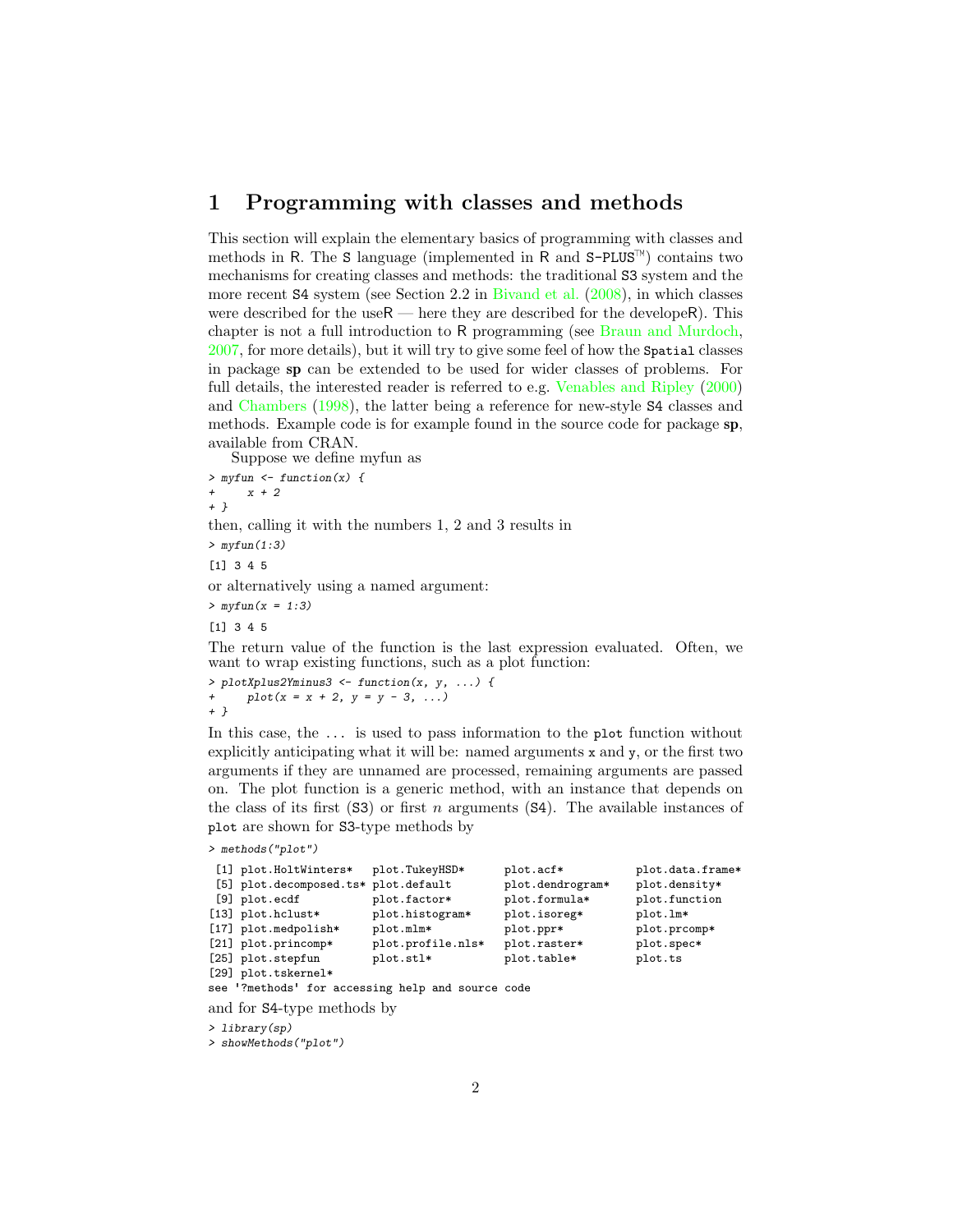# 1 Programming with classes and methods

This section will explain the elementary basics of programming with classes and methods in R. The S language (implemented in R and S-PLUS™) contains two mechanisms for creating classes and methods: the traditional S3 system and the more recent S4 system (see Section 2.2 in Bivand et al. (2008), in which classes were described for the useR — here they are described for the developeR). This chapter is not a full introduction to R programming (see Braun and Murdoch, 2007, for more details), but it will try to give some feel of how the Spatial classes in package **sp** can be extended to be used for wider classes of problems. For full details, the interested reader is referred to e.g. Venables and Ripley (2000) and Chambers (1998), the latter being a reference for new-style S4 classes and methods. Example code is for example found in the source code for package **sp**, available from CRAN.

Suppose we define myfun as

```
> myfun <- function(x) {
+     x + 2
+ }
```

then, calling it with the numbers 1, 2 and 3 results in

```
> myfun(1:3)
```

```
[1] 3 4 5
```

or alternatively using a named argument:

```
> myfun(x = 1:3)
```

```
[1] 3 4 5
```

The return value of the function is the last expression evaluated. Often, we want to wrap existing functions, such as a plot function:

```
> plotXplus2Yminus3 <- function(x, y, ...) {
+     plot(x = x + 2, y = y - 3, ...)
+ }
```

In this case, the ... is used to pass information to the plot function without explicitly anticipating what it will be: named arguments x and y, or the first two arguments if they are unnamed are processed, remaining arguments are passed on. The plot function is a generic method, with an instance that depends on the class of its first (S3) or first $n$ arguments (S4). The available instances of plot are shown for S3-type methods by

```
> methods("plot")
```

```
 [1] plot.HoltWinters*   plot.TukeyHSD*      plot.acf*           plot.data.frame*
 [5] plot.decomposed.ts* plot.default        plot.dendrogram*    plot.density*
 [9] plot.ecdf           plot.factor*        plot.formula*       plot.function
[13] plot.hclust*        plot.histogram*     plot.isoreg*        plot.lm*
[17] plot.medpolish*     plot.mlm*           plot.ppr*           plot.prcomp*
[21] plot.princomp*      plot.profile.nls*   plot.raster*        plot.spec*
[25] plot.stepfun        plot.stl*           plot.table*         plot.ts
[29] plot.tskernel*
see '?methods' for accessing help and source code
```

and for S4-type methods by

```
> library(sp)
> showMethods("plot")
```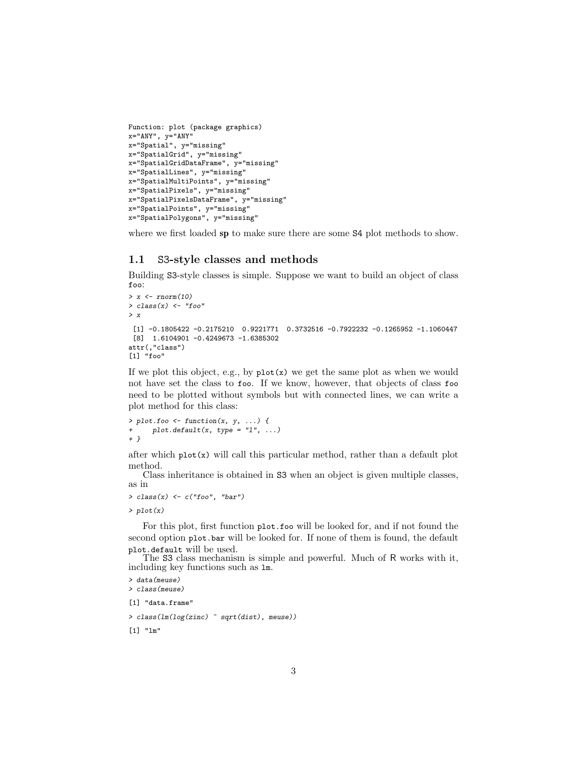```
Function: plot (package graphics)
x="ANY", y="ANY"
x="Spatial", y="missing"
x="SpatialGrid", y="missing"
x="SpatialGridDataFrame", y="missing"
x="SpatialLines", y="missing"
x="SpatialMultiPoints", y="missing"
x="SpatialPixels", y="missing"
x="SpatialPixelsDataFrame", y="missing"
x="SpatialPoints", y="missing"
x="SpatialPolygons", y="missing"
```

where we first loaded **sp** to make sure there are some S4 plot methods to show.

## 1.1 S3-style classes and methods

Building S3-style classes is simple. Suppose we want to build an object of class `foo`:

```
> x <- rnorm(10)
> class(x) <- "foo"
> x

 [1] -0.1805422 -0.2175210  0.9221771  0.3732516 -0.7922232 -0.1265952 -1.1060447
 [8]  1.6104901 -0.4249673 -1.6385302
attr(,"class")
[1] "foo"
```

If we plot this object, e.g., by `plot(x)` we get the same plot as when we would not have set the class to `foo`. If we know, however, that objects of class `foo` need to be plotted without symbols but with connected lines, we can write a plot method for this class:

```
> plot.foo <- function(x, y, ...) {
+     plot.default(x, type = "l", ...)
+ }
```

after which `plot(x)` will call this particular method, rather than a default plot method.

Class inheritance is obtained in S3 when an object is given multiple classes, as in

```
> class(x) <- c("foo", "bar")
> plot(x)
```

For this plot, first function `plot.foo` will be looked for, and if not found the second option `plot.bar` will be looked for. If none of them is found, the default `plot.default` will be used.

The S3 class mechanism is simple and powerful. Much of R works with it, including key functions such as `lm`.

```
> data(meuse)
> class(meuse)

[1] "data.frame"

> class(lm(log(zinc) ~ sqrt(dist), meuse))

[1] "lm"
```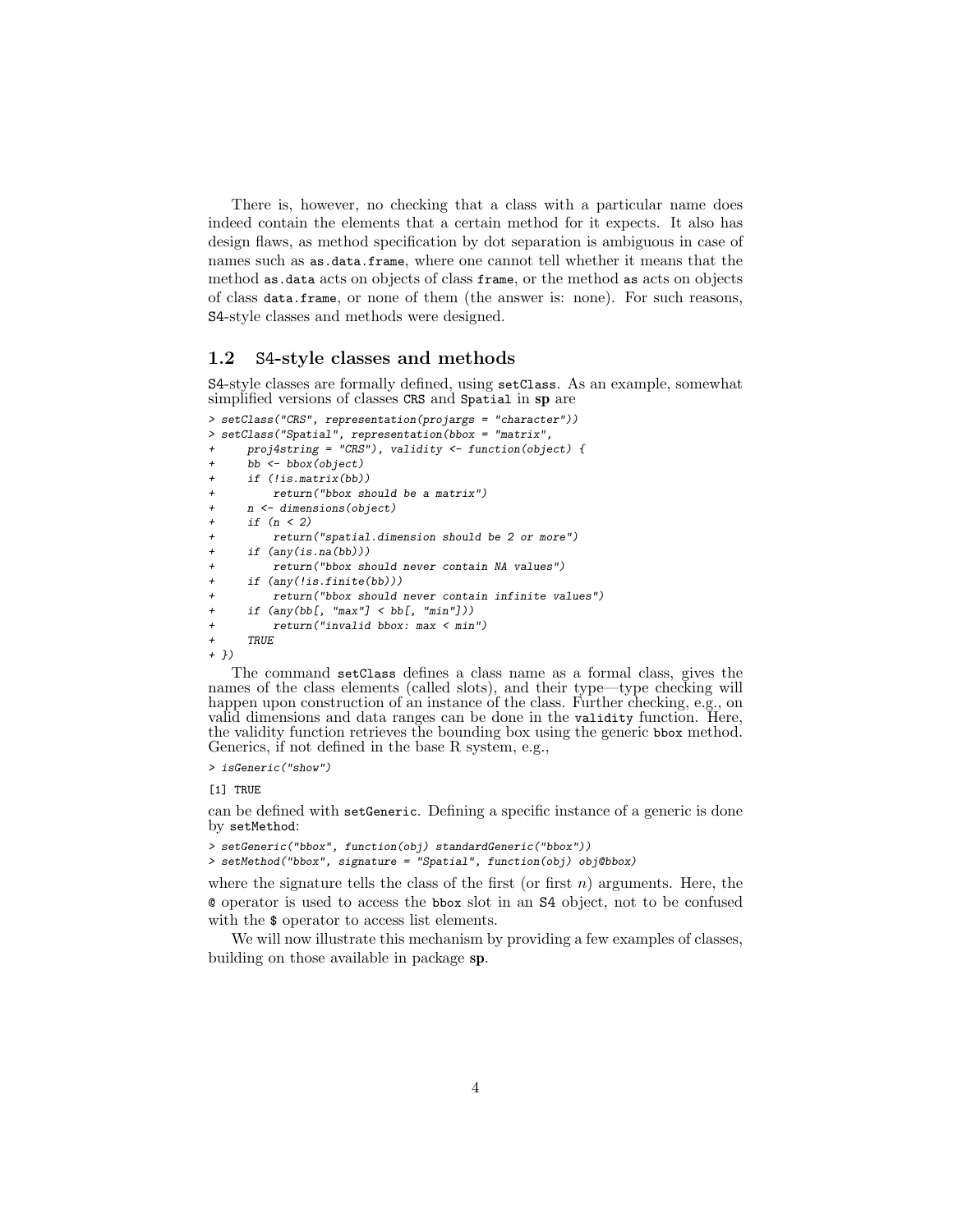There is, however, no checking that a class with a particular name does indeed contain the elements that a certain method for it expects. It also has design flaws, as method specification by dot separation is ambiguous in case of names such as `as.data.frame`, where one cannot tell whether it means that the method `as.data` acts on objects of class `frame`, or the method `as` acts on objects of class `data.frame`, or none of them (the answer is: none). For such reasons, S4-style classes and methods were designed.

## 1.2 S4-style classes and methods

S4-style classes are formally defined, using `setClass`. As an example, somewhat simplified versions of classes `CRS` and `Spatial` in **sp** are

```
> setClass("CRS", representation(projargs = "character"))
> setClass("Spatial", representation(bbox = "matrix",
+     proj4string = "CRS"), validity <- function(object) {
+     bb <- bbox(object)
+     if (!is.matrix(bb))
+         return("bbox should be a matrix")
+     n <- dimensions(object)
+     if (n < 2)
+         return("spatial.dimension should be 2 or more")
+     if (any(is.na(bb)))
+         return("bbox should never contain NA values")
+     if (any(!is.finite(bb)))
+         return("bbox should never contain infinite values")
+     if (any(bb[, "max"] < bb[, "min"]))
+         return("invalid bbox: max < min")
+     TRUE
+ })
```

The command `setClass` defines a class name as a formal class, gives the names of the class elements (called slots), and their type—type checking will happen upon construction of an instance of the class. Further checking, e.g., on valid dimensions and data ranges can be done in the `validity` function. Here, the validity function retrieves the bounding box using the generic `bbox` method. Generics, if not defined in the base R system, e.g.,

```
> isGeneric("show")

[1] TRUE
```

can be defined with `setGeneric`. Defining a specific instance of a generic is done by `setMethod`:

```
> setGeneric("bbox", function(obj) standardGeneric("bbox"))
> setMethod("bbox", signature = "Spatial", function(obj) obj@bbox)
```

where the signature tells the class of the first (or first $n$) arguments. Here, the `@` operator is used to access the `bbox` slot in an S4 object, not to be confused with the `$` operator to access list elements.

We will now illustrate this mechanism by providing a few examples of classes, building on those available in package **sp**.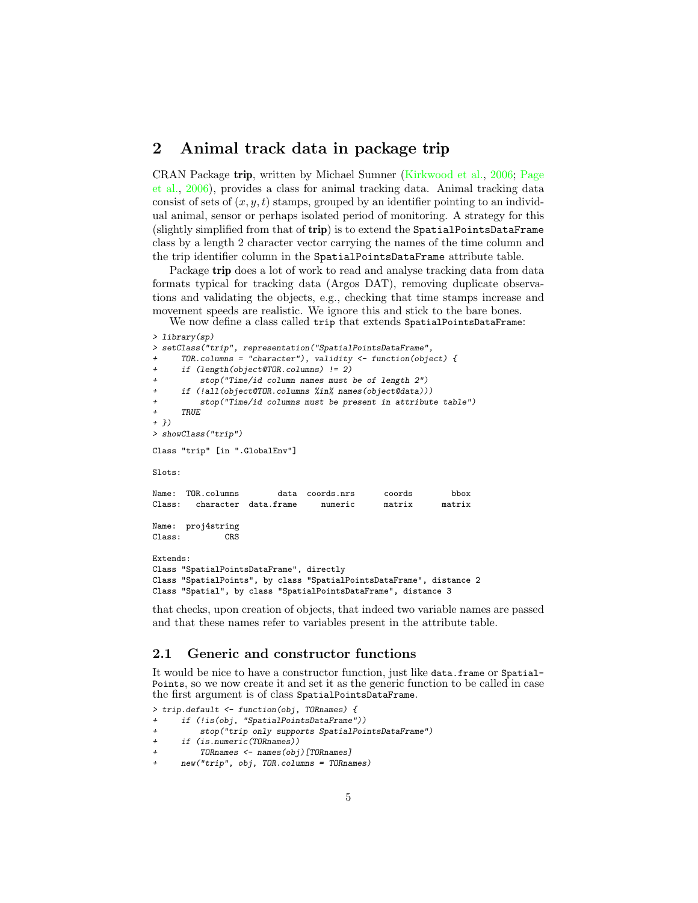## 2 Animal track data in package trip

CRAN Package **trip**, written by Michael Sumner (Kirkwood et al., 2006; Page et al., 2006), provides a class for animal tracking data. Animal tracking data consist of sets of $(x, y, t)$ stamps, grouped by an identifier pointing to an individual animal, sensor or perhaps isolated period of monitoring. A strategy for this (slightly simplified from that of **trip**) is to extend the `SpatialPointsDataFrame` class by a length 2 character vector carrying the names of the time column and the trip identifier column in the `SpatialPointsDataFrame` attribute table.

Package **trip** does a lot of work to read and analyse tracking data from data formats typical for tracking data (Argos DAT), removing duplicate observations and validating the objects, e.g., checking that time stamps increase and movement speeds are realistic. We ignore this and stick to the bare bones.

We now define a class called `trip` that extends `SpatialPointsDataFrame`:

```
> library(sp)
> setClass("trip", representation("SpatialPointsDataFrame",
+     TOR.columns = "character"), validity <- function(object) {
+     if (length(object@TOR.columns) != 2)
+         stop("Time/id column names must be of length 2")
+     if (!all(object@TOR.columns %in% names(object@data)))
+         stop("Time/id columns must be present in attribute table")
+     TRUE
+ })
> showClass("trip")

Class "trip" [in ".GlobalEnv"]

Slots:

Name:  TOR.columns        data  coords.nrs      coords        bbox
Class:   character  data.frame     numeric      matrix      matrix

Name:  proj4string
Class:         CRS

Extends:
Class "SpatialPointsDataFrame", directly
Class "SpatialPoints", by class "SpatialPointsDataFrame", distance 2
Class "Spatial", by class "SpatialPointsDataFrame", distance 3
```

that checks, upon creation of objects, that indeed two variable names are passed and that these names refer to variables present in the attribute table.

### 2.1 Generic and constructor functions

It would be nice to have a constructor function, just like `data.frame` or `SpatialPoints`, so we now create it and set it as the generic function to be called in case the first argument is of class `SpatialPointsDataFrame`.

```
> trip.default <- function(obj, TORnames) {
+     if (!is(obj, "SpatialPointsDataFrame"))
+         stop("trip only supports SpatialPointsDataFrame")
+     if (is.numeric(TORnames))
+         TORnames <- names(obj)[TORnames]
+     new("trip", obj, TOR.columns = TORnames)
```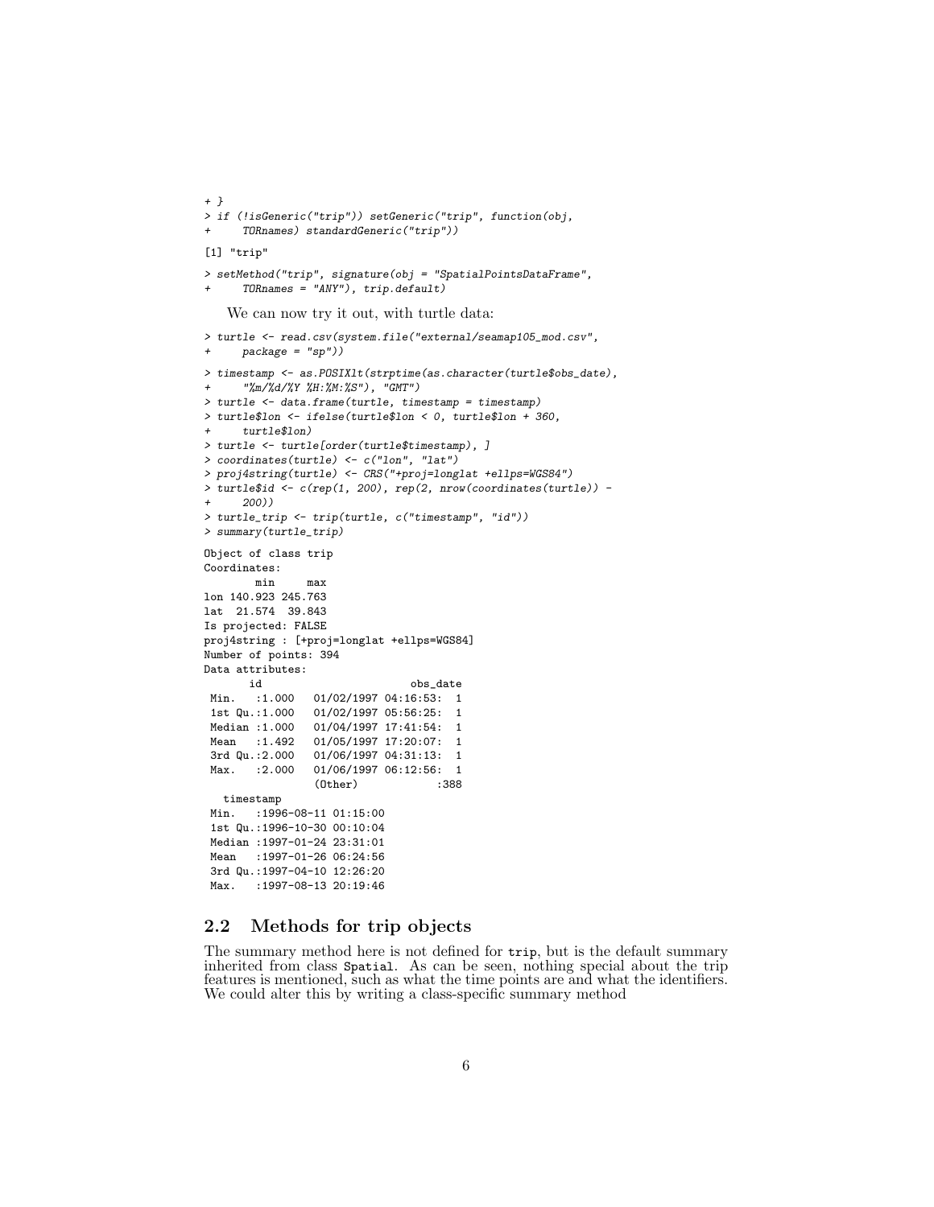```
+ }
> if (!isGeneric("trip")) setGeneric("trip", function(obj,
+     TORnames) standardGeneric("trip"))

[1] "trip"

> setMethod("trip", signature(obj = "SpatialPointsDataFrame",
+     TORnames = "ANY"), trip.default)
```

We can now try it out, with turtle data:

```
> turtle <- read.csv(system.file("external/seamap105_mod.csv",
+     package = "sp"))

> timestamp <- as.POSIXlt(strptime(as.character(turtle$obs_date),
+     "%m/%d/%Y %H:%M:%S"), "GMT")
> turtle <- data.frame(turtle, timestamp = timestamp)
> turtle$lon <- ifelse(turtle$lon < 0, turtle$lon + 360,
+     turtle$lon)
> turtle <- turtle[order(turtle$timestamp), ]
> coordinates(turtle) <- c("lon", "lat")
> proj4string(turtle) <- CRS("+proj=longlat +ellps=WGS84")
> turtle$id <- c(rep(1, 200), rep(2, nrow(coordinates(turtle)) -
+     200))
> turtle_trip <- trip(turtle, c("timestamp", "id"))
> summary(turtle_trip)

Object of class trip
Coordinates:
        min     max
lon 140.923 245.763
lat  21.574  39.843
Is projected: FALSE
proj4string : [+proj=longlat +ellps=WGS84]
Number of points: 394
Data attributes:
       id                      obs_date
 Min.   :1.000   01/02/1997 04:16:53:  1
 1st Qu.:1.000   01/02/1997 05:56:25:  1
 Median :1.000   01/04/1997 17:41:54:  1
 Mean   :1.492   01/05/1997 17:20:07:  1
 3rd Qu.:2.000   01/06/1997 04:31:13:  1
 Max.   :2.000   01/06/1997 06:12:56:  1
                 (Other)            :388
   timestamp
 Min.   :1996-08-11 01:15:00
 1st Qu.:1996-10-30 00:10:04
 Median :1997-01-24 23:31:01
 Mean   :1997-01-26 06:24:56
 3rd Qu.:1997-04-10 12:26:20
 Max.   :1997-08-13 20:19:46
```

## 2.2 Methods for trip objects

The summary method here is not defined for `trip`, but is the default summary inherited from class `Spatial`. As can be seen, nothing special about the trip features is mentioned, such as what the time points are and what the identifiers. We could alter this by writing a class-specific summary method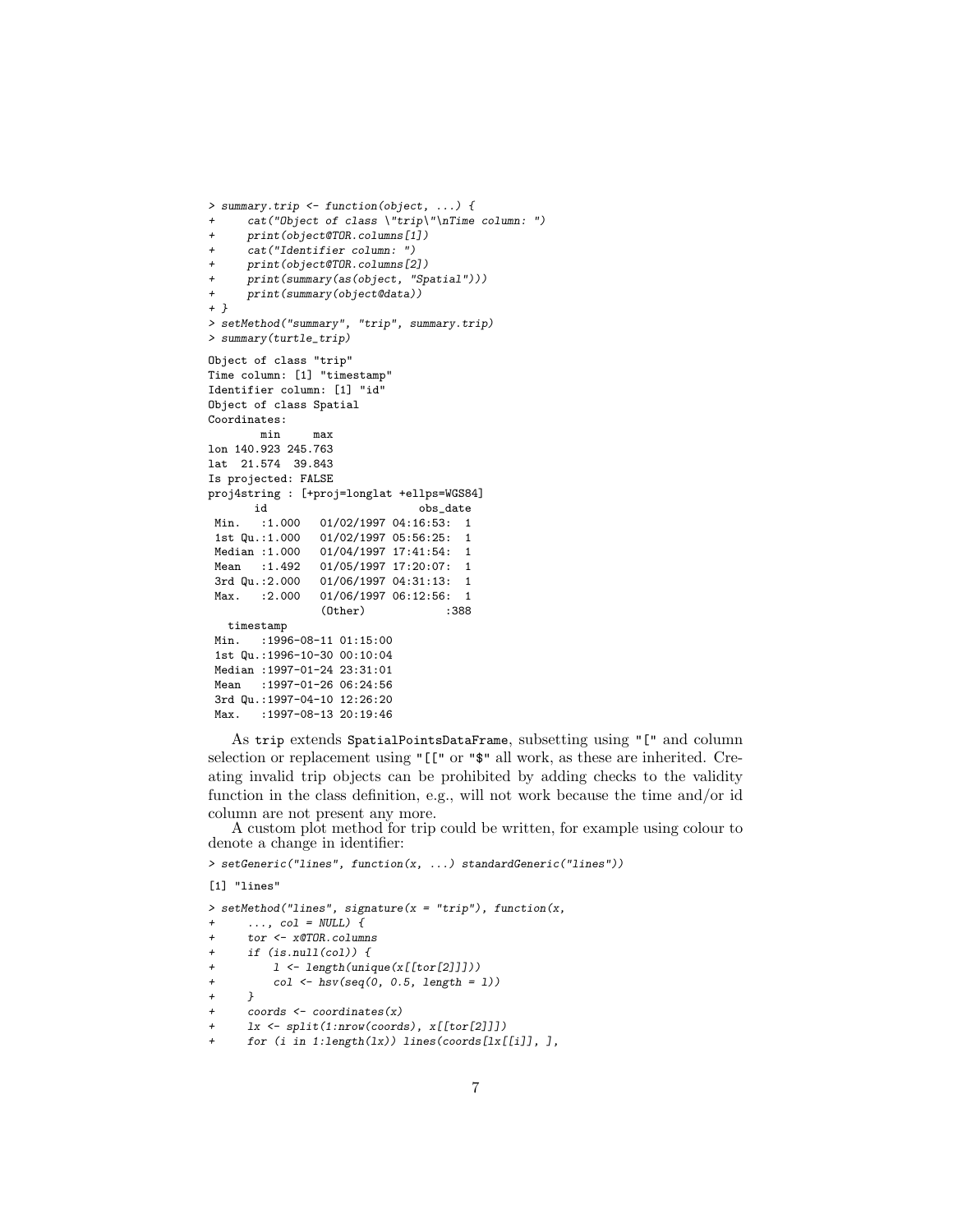```
> summary.trip <- function(object, ...) {
+     cat("Object of class \"trip\"\nTime column: ")
+     print(object@TOR.columns[1])
+     cat("Identifier column: ")
+     print(object@TOR.columns[2])
+     print(summary(as(object, "Spatial")))
+     print(summary(object@data))
+ }
> setMethod("summary", "trip", summary.trip)
> summary(turtle_trip)
```

```
Object of class "trip"
Time column: [1] "timestamp"
Identifier column: [1] "id"
Object of class Spatial
Coordinates:
        min     max
lon 140.923 245.763
lat  21.574  39.843
Is projected: FALSE
proj4string : [+proj=longlat +ellps=WGS84]
       id                       obs_date
 Min.   :1.000   01/02/1997 04:16:53:  1
 1st Qu.:1.000   01/02/1997 05:56:25:  1
 Median :1.000   01/04/1997 17:41:54:  1
 Mean   :1.492   01/05/1997 17:20:07:  1
 3rd Qu.:2.000   01/06/1997 04:31:13:  1
 Max.   :2.000   01/06/1997 06:12:56:  1
                 (Other)            :388
   timestamp
 Min.   :1996-08-11 01:15:00
 1st Qu.:1996-10-30 00:10:04
 Median :1997-01-24 23:31:01
 Mean   :1997-01-26 06:24:56
 3rd Qu.:1997-04-10 12:26:20
 Max.   :1997-08-13 20:19:46
```

As trip extends SpatialPointsDataFrame, subsetting using "[" and column selection or replacement using "[[" or "$" all work, as these are inherited. Creating invalid trip objects can be prohibited by adding checks to the validity function in the class definition, e.g., will not work because the time and/or id column are not present any more.

A custom plot method for trip could be written, for example using colour to denote a change in identifier:

```
> setGeneric("lines", function(x, ...) standardGeneric("lines"))
```

```
[1] "lines"
```

```
> setMethod("lines", signature(x = "trip"), function(x,
+     ..., col = NULL) {
+     tor <- x@TOR.columns
+     if (is.null(col)) {
+         l <- length(unique(x[[tor[2]]]))
+         col <- hsv(seq(0, 0.5, length = l))
+     }
+     coords <- coordinates(x)
+     lx <- split(1:nrow(coords), x[[tor[2]]])
+     for (i in 1:length(lx)) lines(coords[lx[[i]], ],
```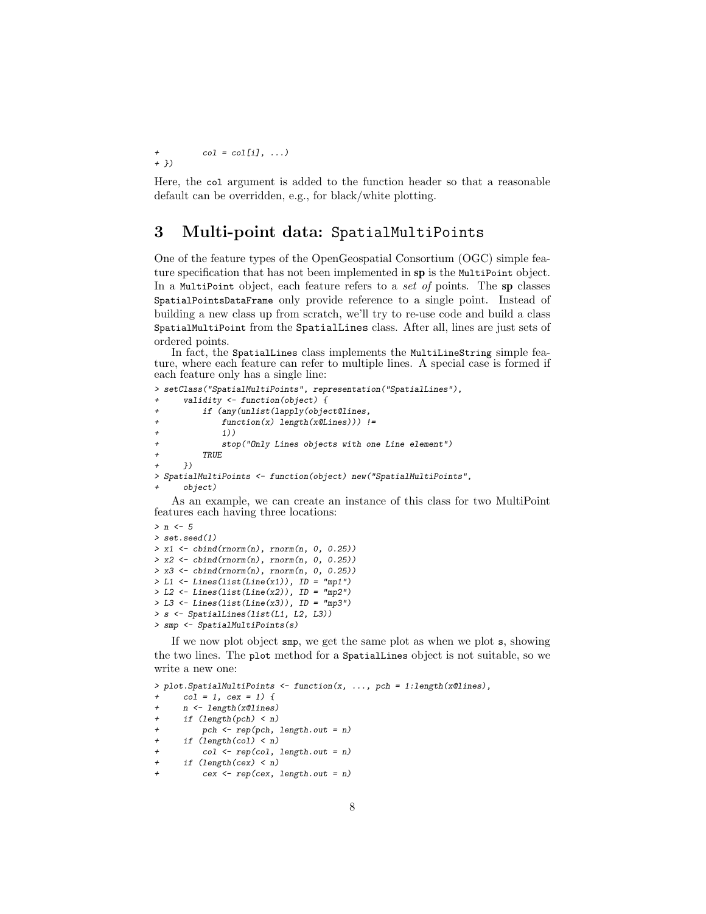```
+         col = col[i], ...)
+ })
```

Here, the `col` argument is added to the function header so that a reasonable default can be overridden, e.g., for black/white plotting.

## 3 Multi-point data: `SpatialMultiPoints`

One of the feature types of the OpenGeospatial Consortium (OGC) simple feature specification that has not been implemented in **sp** is the `MultiPoint` object. In a `MultiPoint` object, each feature refers to a *set of* points. The **sp** classes `SpatialPointsDataFrame` only provide reference to a single point. Instead of building a new class up from scratch, we'll try to re-use code and build a class `SpatialMultiPoint` from the `SpatialLines` class. After all, lines are just sets of ordered points.

In fact, the `SpatialLines` class implements the `MultiLineString` simple feature, where each feature can refer to multiple lines. A special case is formed if each feature only has a single line:

```
> setClass("SpatialMultiPoints", representation("SpatialLines"),
+     validity <- function(object) {
+         if (any(unlist(lapply(object@lines,
+             function(x) length(x@Lines))) !=
+             1))
+             stop("Only Lines objects with one Line element")
+         TRUE
+     })
> SpatialMultiPoints <- function(object) new("SpatialMultiPoints",
+     object)
```

As an example, we can create an instance of this class for two MultiPoint features each having three locations:

```
> n <- 5
> set.seed(1)
> x1 <- cbind(rnorm(n), rnorm(n, 0, 0.25))
> x2 <- cbind(rnorm(n), rnorm(n, 0, 0.25))
> x3 <- cbind(rnorm(n), rnorm(n, 0, 0.25))
> L1 <- Lines(list(Line(x1)), ID = "mp1")
> L2 <- Lines(list(Line(x2)), ID = "mp2")
> L3 <- Lines(list(Line(x3)), ID = "mp3")
> s <- SpatialLines(list(L1, L2, L3))
> smp <- SpatialMultiPoints(s)
```

If we now plot object `smp`, we get the same plot as when we plot `s`, showing the two lines. The `plot` method for a `SpatialLines` object is not suitable, so we write a new one:

```
> plot.SpatialMultiPoints <- function(x, ..., pch = 1:length(x@lines),
+     col = 1, cex = 1) {
+     n <- length(x@lines)
+     if (length(pch) < n)
+         pch <- rep(pch, length.out = n)
+     if (length(col) < n)
+         col <- rep(col, length.out = n)
+     if (length(cex) < n)
+         cex <- rep(cex, length.out = n)
```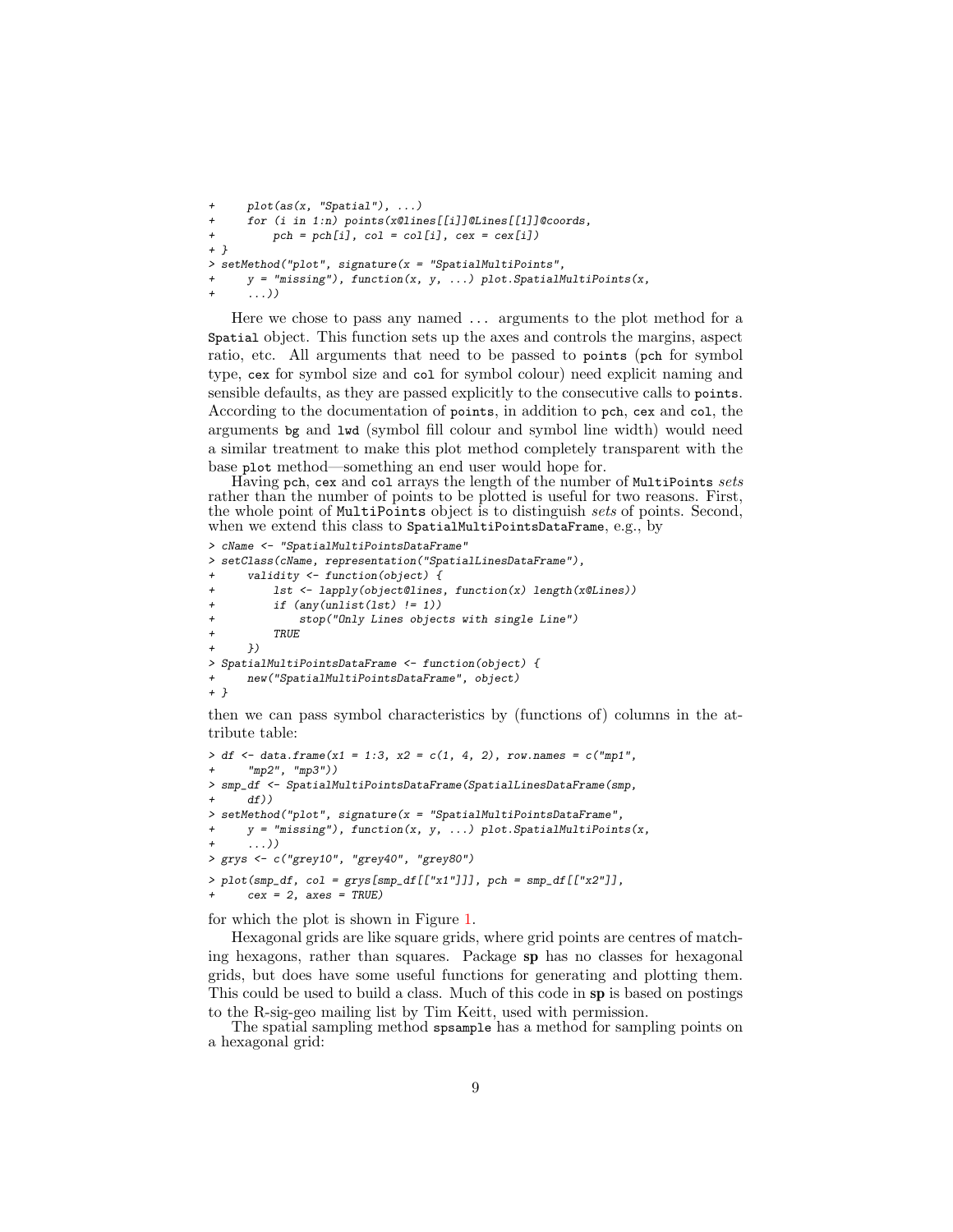```
+     plot(as(x, "Spatial"), ...)
+     for (i in 1:n) points(x@lines[[i]]@Lines[[1]]@coords,
+         pch = pch[i], col = col[i], cex = cex[i])
+ }
> setMethod("plot", signature(x = "SpatialMultiPoints",
+     y = "missing"), function(x, y, ...) plot.SpatialMultiPoints(x,
+     ...))
```

Here we chose to pass any named ... arguments to the plot method for a `Spatial` object. This function sets up the axes and controls the margins, aspect ratio, etc. All arguments that need to be passed to `points` (`pch` for symbol type, `cex` for symbol size and `col` for symbol colour) need explicit naming and sensible defaults, as they are passed explicitly to the consecutive calls to `points`. According to the documentation of `points`, in addition to `pch`, `cex` and `col`, the arguments `bg` and `lwd` (symbol fill colour and symbol line width) would need a similar treatment to make this plot method completely transparent with the base `plot` method—something an end user would hope for.

Having `pch`, `cex` and `col` arrays the length of the number of `MultiPoints` *sets* rather than the number of points to be plotted is useful for two reasons. First, the whole point of `MultiPoints` object is to distinguish *sets* of points. Second, when we extend this class to `SpatialMultiPointsDataFrame`, e.g., by

```
> cName <- "SpatialMultiPointsDataFrame"
> setClass(cName, representation("SpatialLinesDataFrame"),
+     validity <- function(object) {
+         lst <- lapply(object@lines, function(x) length(x@Lines))
+         if (any(unlist(lst) != 1))
+             stop("Only Lines objects with single Line")
+         TRUE
+     })
> SpatialMultiPointsDataFrame <- function(object) {
+     new("SpatialMultiPointsDataFrame", object)
+ }
```

then we can pass symbol characteristics by (functions of) columns in the attribute table:

```
> df <- data.frame(x1 = 1:3, x2 = c(1, 4, 2), row.names = c("mp1",
+     "mp2", "mp3"))
> smp_df <- SpatialMultiPointsDataFrame(SpatialLinesDataFrame(smp,
+     df))
> setMethod("plot", signature(x = "SpatialMultiPointsDataFrame",
+     y = "missing"), function(x, y, ...) plot.SpatialMultiPoints(x,
+     ...))
> grys <- c("grey10", "grey40", "grey80")
> plot(smp_df, col = grys[smp_df[["x1"]]], pch = smp_df[["x2"]],
+     cex = 2, axes = TRUE)
```

for which the plot is shown in Figure 1.

Hexagonal grids are like square grids, where grid points are centres of matching hexagons, rather than squares. Package **sp** has no classes for hexagonal grids, but does have some useful functions for generating and plotting them. This could be used to build a class. Much of this code in **sp** is based on postings to the R-sig-geo mailing list by Tim Keitt, used with permission.

The spatial sampling method `spsample` has a method for sampling points on a hexagonal grid: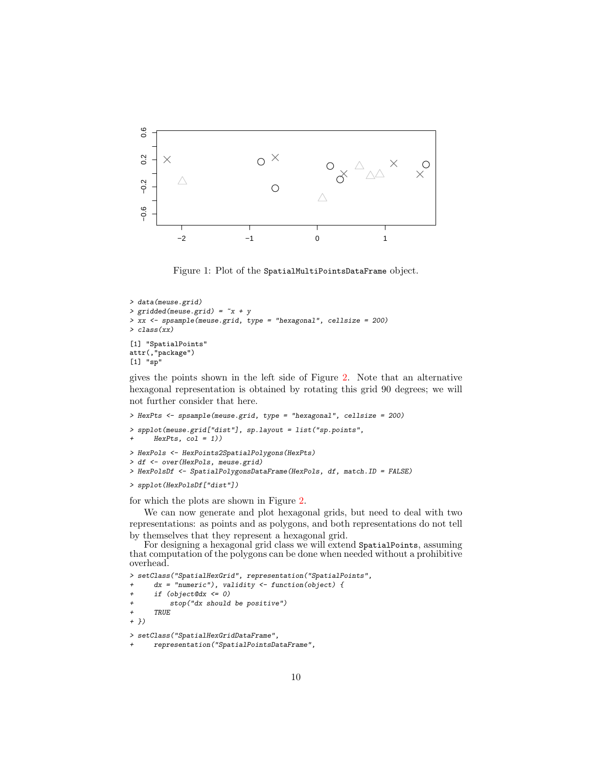Figure 1: Plot of the `SpatialMultiPointsDataFrame` object.

```
> data(meuse.grid)
> gridded(meuse.grid) = ~x + y
> xx <- spsample(meuse.grid, type = "hexagonal", cellsize = 200)
> class(xx)
```

```
[1] "SpatialPoints"
attr(,"package")
[1] "sp"
```

gives the points shown in the left side of Figure 2. Note that an alternative hexagonal representation is obtained by rotating this grid 90 degrees; we will not further consider that here.

```
> HexPts <- spsample(meuse.grid, type = "hexagonal", cellsize = 200)
```

```
> spplot(meuse.grid["dist"], sp.layout = list("sp.points",
+     HexPts, col = 1))
```

```
> HexPols <- HexPoints2SpatialPolygons(HexPts)
> df <- over(HexPols, meuse.grid)
> HexPolsDf <- SpatialPolygonsDataFrame(HexPols, df, match.ID = FALSE)
```

```
> spplot(HexPolsDf["dist"])
```

for which the plots are shown in Figure 2.

We can now generate and plot hexagonal grids, but need to deal with two representations: as points and as polygons, and both representations do not tell by themselves that they represent a hexagonal grid.

For designing a hexagonal grid class we will extend `SpatialPoints`, assuming that computation of the polygons can be done when needed without a prohibitive overhead.

```
> setClass("SpatialHexGrid", representation("SpatialPoints",
+     dx = "numeric"), validity <- function(object) {
+     if (object@dx <= 0)
+         stop("dx should be positive")
+     TRUE
+ })
```

```
> setClass("SpatialHexGridDataFrame",
+     representation("SpatialPointsDataFrame",
```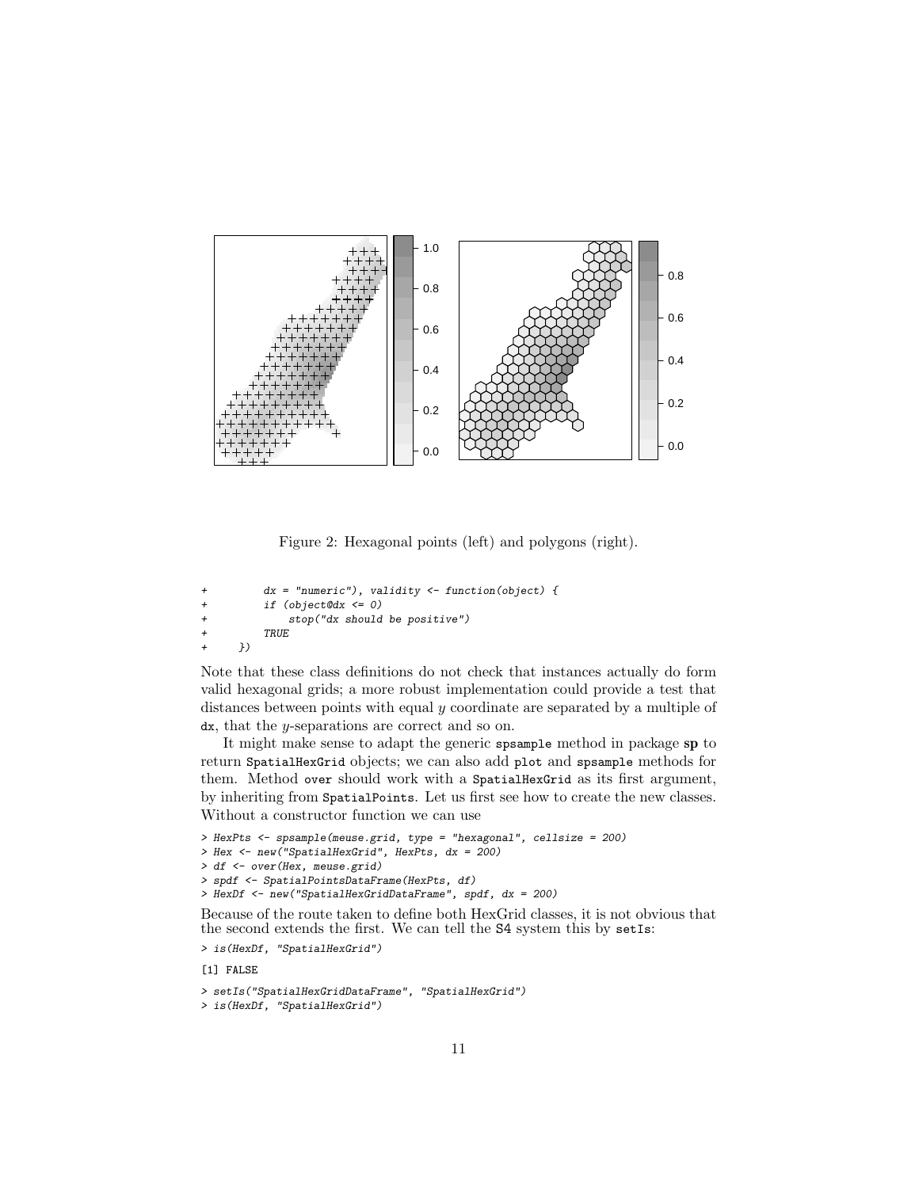Figure 2: Hexagonal points (left) and polygons (right).

```
+         dx = "numeric"), validity <- function(object) {
+         if (object@dx <= 0)
+             stop("dx should be positive")
+         TRUE
+     })
```

Note that these class definitions do not check that instances actually do form valid hexagonal grids; a more robust implementation could provide a test that distances between points with equal $y$ coordinate are separated by a multiple of dx, that the $y$-separations are correct and so on.

It might make sense to adapt the generic spsample method in package **sp** to return SpatialHexGrid objects; we can also add plot and spsample methods for them. Method over should work with a SpatialHexGrid as its first argument, by inheriting from SpatialPoints. Let us first see how to create the new classes. Without a constructor function we can use

```
> HexPts <- spsample(meuse.grid, type = "hexagonal", cellsize = 200)
> Hex <- new("SpatialHexGrid", HexPts, dx = 200)
> df <- over(Hex, meuse.grid)
> spdf <- SpatialPointsDataFrame(HexPts, df)
> HexDf <- new("SpatialHexGridDataFrame", spdf, dx = 200)
```

Because of the route taken to define both HexGrid classes, it is not obvious that the second extends the first. We can tell the S4 system this by setIs:

```
> is(HexDf, "SpatialHexGrid")
[1] FALSE
> setIs("SpatialHexGridDataFrame", "SpatialHexGrid")
> is(HexDf, "SpatialHexGrid")
```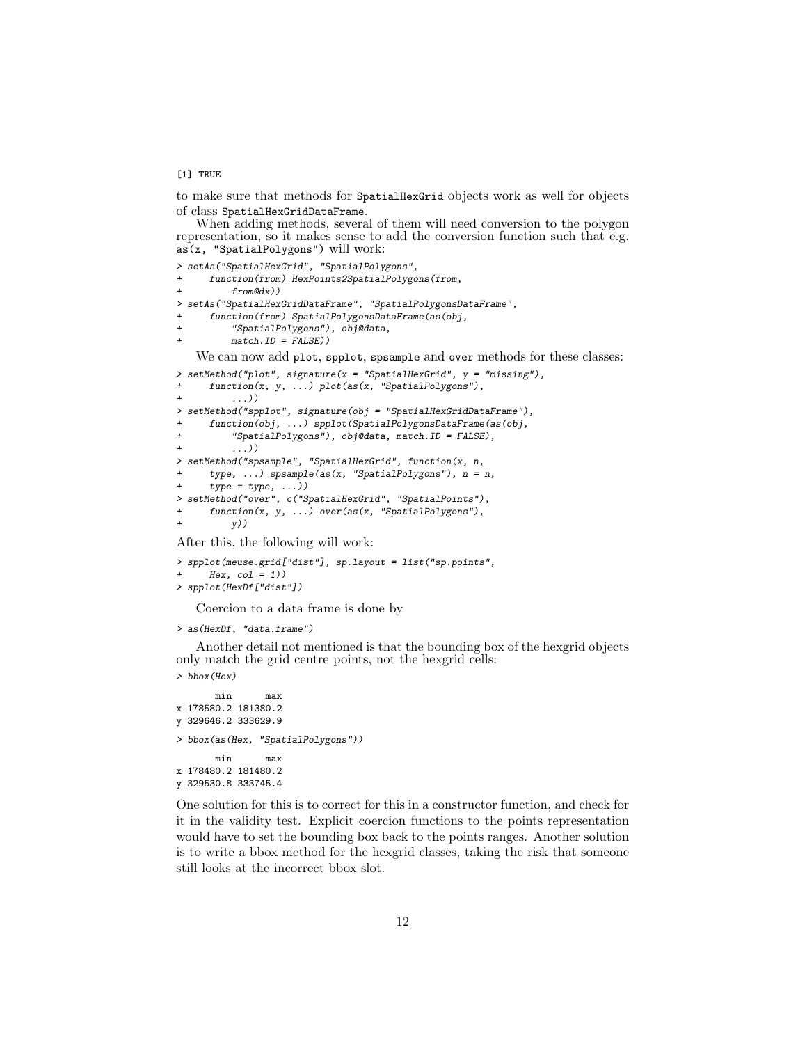```
[1] TRUE
```

to make sure that methods for `SpatialHexGrid` objects work as well for objects of class `SpatialHexGridDataFrame`.

When adding methods, several of them will need conversion to the polygon representation, so it makes sense to add the conversion function such that e.g. `as(x, "SpatialPolygons")` will work:

```
> setAs("SpatialHexGrid", "SpatialPolygons",
+     function(from) HexPoints2SpatialPolygons(from,
+         from@dx))
> setAs("SpatialHexGridDataFrame", "SpatialPolygonsDataFrame",
+     function(from) SpatialPolygonsDataFrame(as(obj,
+         "SpatialPolygons"), obj@data,
+         match.ID = FALSE))
```

We can now add `plot`, `spplot`, `spsample` and `over` methods for these classes:

```
> setMethod("plot", signature(x = "SpatialHexGrid", y = "missing"),
+     function(x, y, ...) plot(as(x, "SpatialPolygons"),
+         ...))
> setMethod("spplot", signature(obj = "SpatialHexGridDataFrame"),
+     function(obj, ...) spplot(SpatialPolygonsDataFrame(as(obj,
+         "SpatialPolygons"), obj@data, match.ID = FALSE),
+         ...))
> setMethod("spsample", "SpatialHexGrid", function(x, n,
+     type, ...) spsample(as(x, "SpatialPolygons"), n = n,
+     type = type, ...))
> setMethod("over", c("SpatialHexGrid", "SpatialPoints"),
+     function(x, y, ...) over(as(x, "SpatialPolygons"),
+         y))
```

After this, the following will work:

```
> spplot(meuse.grid["dist"], sp.layout = list("sp.points",
+     Hex, col = 1))
> spplot(HexDf["dist"])
```

Coercion to a data frame is done by

```
> as(HexDf, "data.frame")
```

Another detail not mentioned is that the bounding box of the hexgrid objects only match the grid centre points, not the hexgrid cells:

```
> bbox(Hex)
       min      max
x 178580.2 181380.2
y 329646.2 333629.9
> bbox(as(Hex, "SpatialPolygons"))
       min      max
x 178480.2 181480.2
y 329530.8 333745.4
```

One solution for this is to correct for this in a constructor function, and check for it in the validity test. Explicit coercion functions to the points representation would have to set the bounding box back to the points ranges. Another solution is to write a bbox method for the hexgrid classes, taking the risk that someone still looks at the incorrect bbox slot.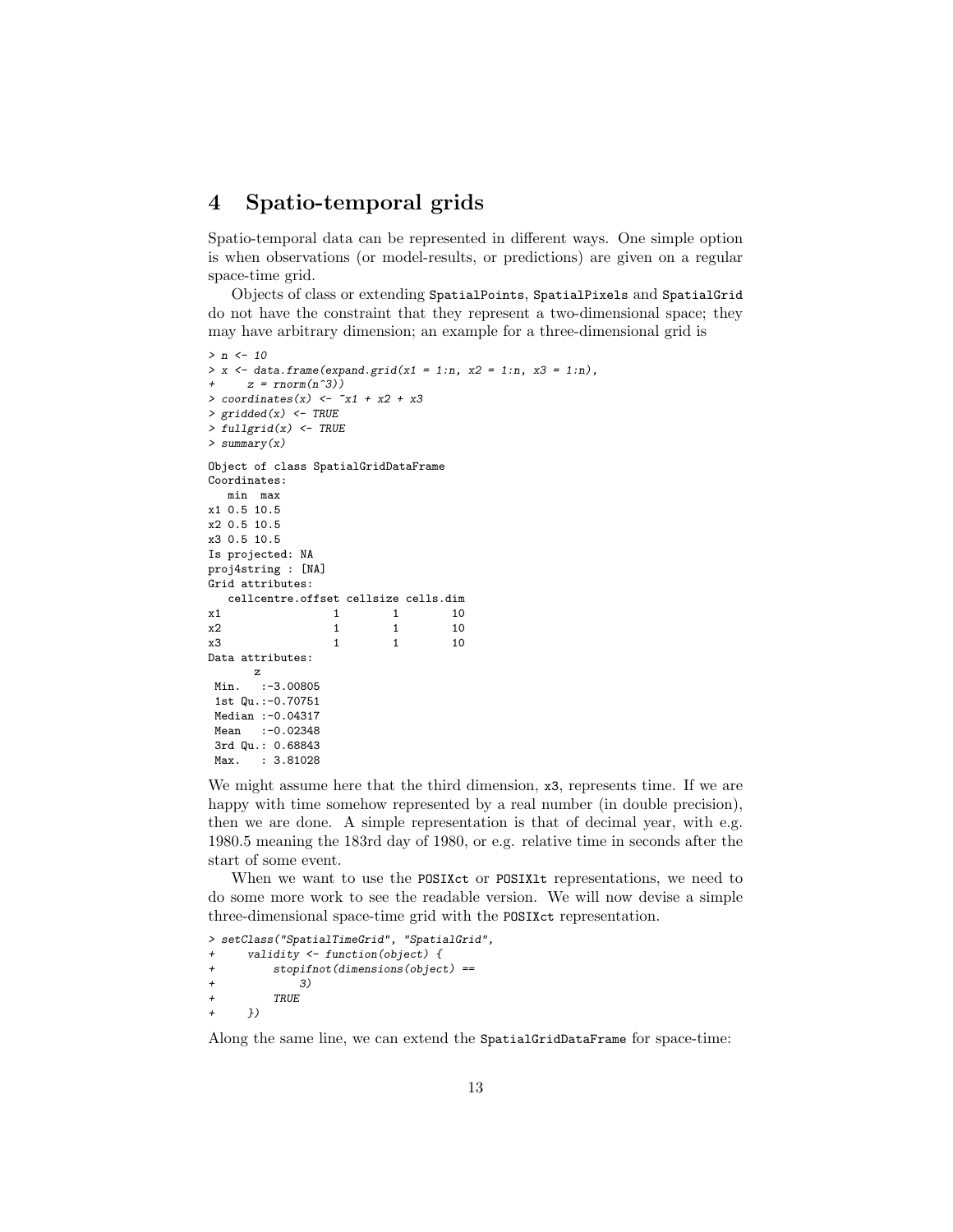## 4 Spatio-temporal grids

Spatio-temporal data can be represented in different ways. One simple option is when observations (or model-results, or predictions) are given on a regular space-time grid.

Objects of class or extending `SpatialPoints`, `SpatialPixels` and `SpatialGrid` do not have the constraint that they represent a two-dimensional space; they may have arbitrary dimension; an example for a three-dimensional grid is

```
> n <- 10
> x <- data.frame(expand.grid(x1 = 1:n, x2 = 1:n, x3 = 1:n),
+     z = rnorm(n^3))
> coordinates(x) <- ~x1 + x2 + x3
> gridded(x) <- TRUE
> fullgrid(x) <- TRUE
> summary(x)
```

```
Object of class SpatialGridDataFrame
Coordinates:
   min  max
x1 0.5 10.5
x2 0.5 10.5
x3 0.5 10.5
Is projected: NA
proj4string : [NA]
Grid attributes:
   cellcentre.offset cellsize cells.dim
x1                 1        1        10
x2                 1        1        10
x3                 1        1        10
Data attributes:
       z
 Min.   :-3.00805
 1st Qu.:-0.70751
 Median :-0.04317
 Mean   :-0.02348
 3rd Qu.: 0.68843
 Max.   : 3.81028
```

We might assume here that the third dimension, `x3`, represents time. If we are happy with time somehow represented by a real number (in double precision), then we are done. A simple representation is that of decimal year, with e.g. 1980.5 meaning the 183rd day of 1980, or e.g. relative time in seconds after the start of some event.

When we want to use the `POSIXct` or `POSIXlt` representations, we need to do some more work to see the readable version. We will now devise a simple three-dimensional space-time grid with the `POSIXct` representation.

```
> setClass("SpatialTimeGrid", "SpatialGrid",
+     validity <- function(object) {
+         stopifnot(dimensions(object) ==
+             3)
+         TRUE
+     })
```

Along the same line, we can extend the `SpatialGridDataFrame` for space-time: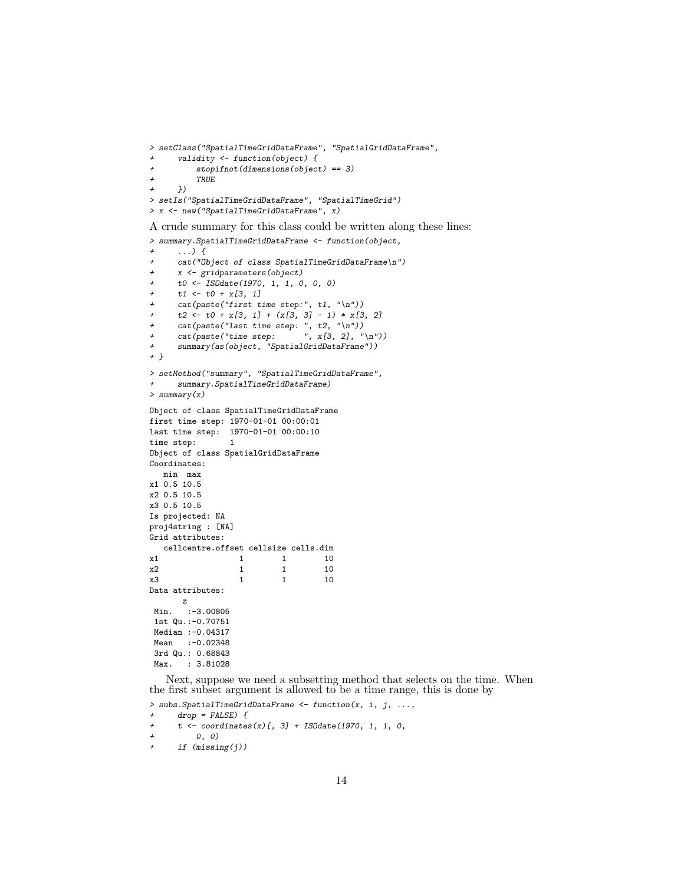```
> setClass("SpatialTimeGridDataFrame", "SpatialGridDataFrame",
+     validity <- function(object) {
+         stopifnot(dimensions(object) == 3)
+         TRUE
+     })
> setIs("SpatialTimeGridDataFrame", "SpatialTimeGrid")
> x <- new("SpatialTimeGridDataFrame", x)
```

A crude summary for this class could be written along these lines:

```
> summary.SpatialTimeGridDataFrame <- function(object,
+     ...) {
+     cat("Object of class SpatialTimeGridDataFrame\n")
+     x <- gridparameters(object)
+     t0 <- ISOdate(1970, 1, 1, 0, 0, 0)
+     t1 <- t0 + x[3, 1]
+     cat(paste("first time step:", t1, "\n"))
+     t2 <- t0 + x[3, 1] + (x[3, 3] - 1) * x[3, 2]
+     cat(paste("last time step: ", t2, "\n"))
+     cat(paste("time step:      ", x[3, 2], "\n"))
+     summary(as(object, "SpatialGridDataFrame"))
+ }
```

```
> setMethod("summary", "SpatialTimeGridDataFrame",
+     summary.SpatialTimeGridDataFrame)
> summary(x)
```

```
Object of class SpatialTimeGridDataFrame
first time step: 1970-01-01 00:00:01
last time step:  1970-01-01 00:00:10
time step:       1
Object of class SpatialGridDataFrame
Coordinates:
   min  max
x1 0.5 10.5
x2 0.5 10.5
x3 0.5 10.5
Is projected: NA
proj4string : [NA]
Grid attributes:
   cellcentre.offset cellsize cells.dim
x1                 1        1        10
x2                 1        1        10
x3                 1        1        10
Data attributes:
       z
 Min.   :-3.00805
 1st Qu.:-0.70751
 Median :-0.04317
 Mean   :-0.02348
 3rd Qu.: 0.68843
 Max.   : 3.81028
```

Next, suppose we need a subsetting method that selects on the time. When the first subset argument is allowed to be a time range, this is done by

```
> subs.SpatialTimeGridDataFrame <- function(x, i, j, ...,
+     drop = FALSE) {
+     t <- coordinates(x)[, 3] + ISOdate(1970, 1, 1, 0,
+         0, 0)
+     if (missing(j))
```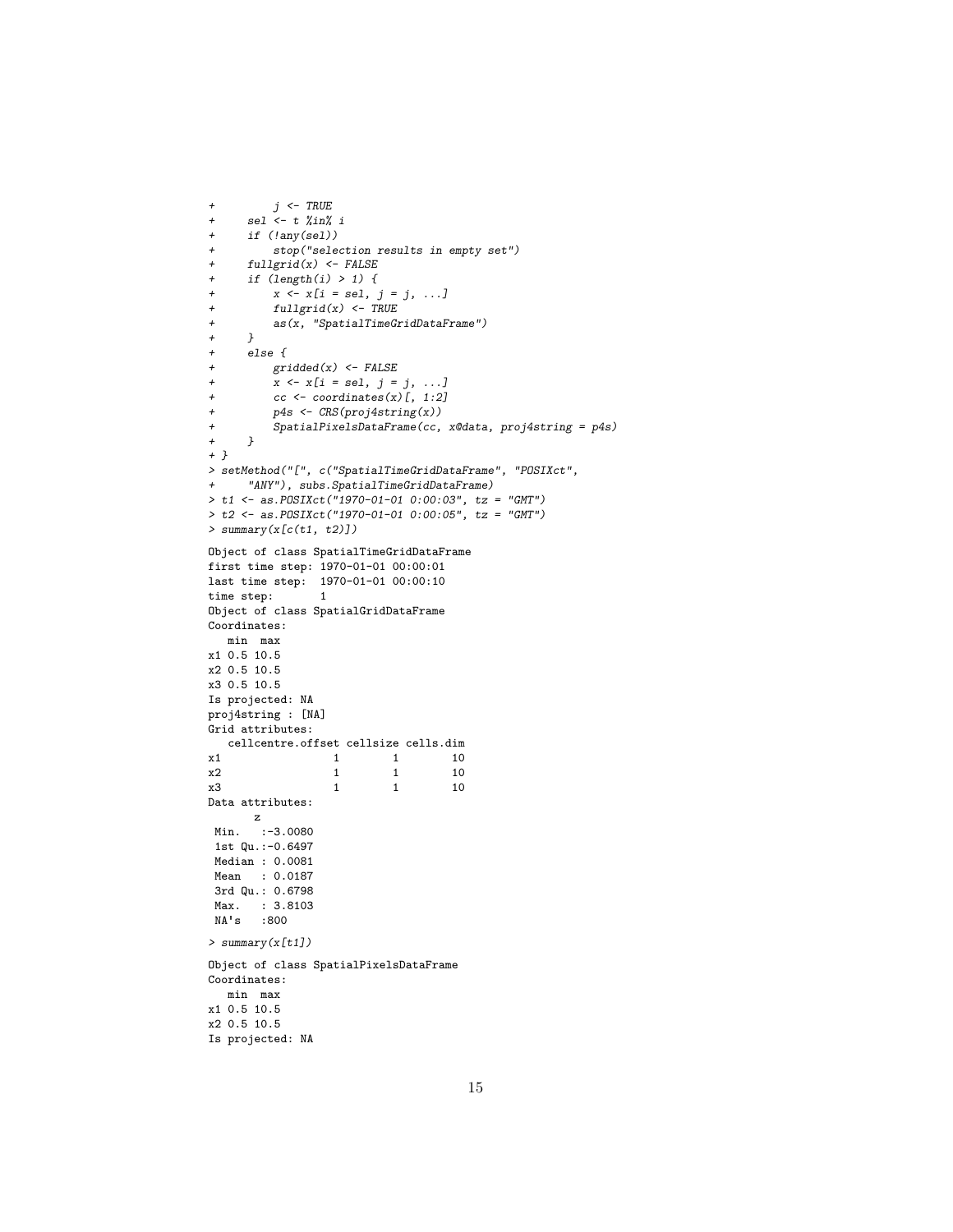```
+         j <- TRUE
+     sel <- t %in% i
+     if (!any(sel))
+         stop("selection results in empty set")
+     fullgrid(x) <- FALSE
+     if (length(i) > 1) {
+         x <- x[i = sel, j = j, ...]
+         fullgrid(x) <- TRUE
+         as(x, "SpatialTimeGridDataFrame")
+     }
+     else {
+         gridded(x) <- FALSE
+         x <- x[i = sel, j = j, ...]
+         cc <- coordinates(x)[, 1:2]
+         p4s <- CRS(proj4string(x))
+         SpatialPixelsDataFrame(cc, x@data, proj4string = p4s)
+     }
+ }
> setMethod("[", c("SpatialTimeGridDataFrame", "POSIXct",
+     "ANY"), subs.SpatialTimeGridDataFrame)
> t1 <- as.POSIXct("1970-01-01 0:00:03", tz = "GMT")
> t2 <- as.POSIXct("1970-01-01 0:00:05", tz = "GMT")
> summary(x[c(t1, t2)])
```

```
Object of class SpatialTimeGridDataFrame
first time step: 1970-01-01 00:00:01
last time step:  1970-01-01 00:00:10
time step:       1
Object of class SpatialGridDataFrame
Coordinates:
   min  max
x1 0.5 10.5
x2 0.5 10.5
x3 0.5 10.5
Is projected: NA
proj4string : [NA]
Grid attributes:
   cellcentre.offset cellsize cells.dim
x1                 1        1        10
x2                 1        1        10
x3                 1        1        10
Data attributes:
       z
 Min.   :-3.0080
 1st Qu.:-0.6497
 Median : 0.0081
 Mean   : 0.0187
 3rd Qu.: 0.6798
 Max.   : 3.8103
 NA's   :800
```

```
> summary(x[t1])
```

```
Object of class SpatialPixelsDataFrame
Coordinates:
   min  max
x1 0.5 10.5
x2 0.5 10.5
Is projected: NA
```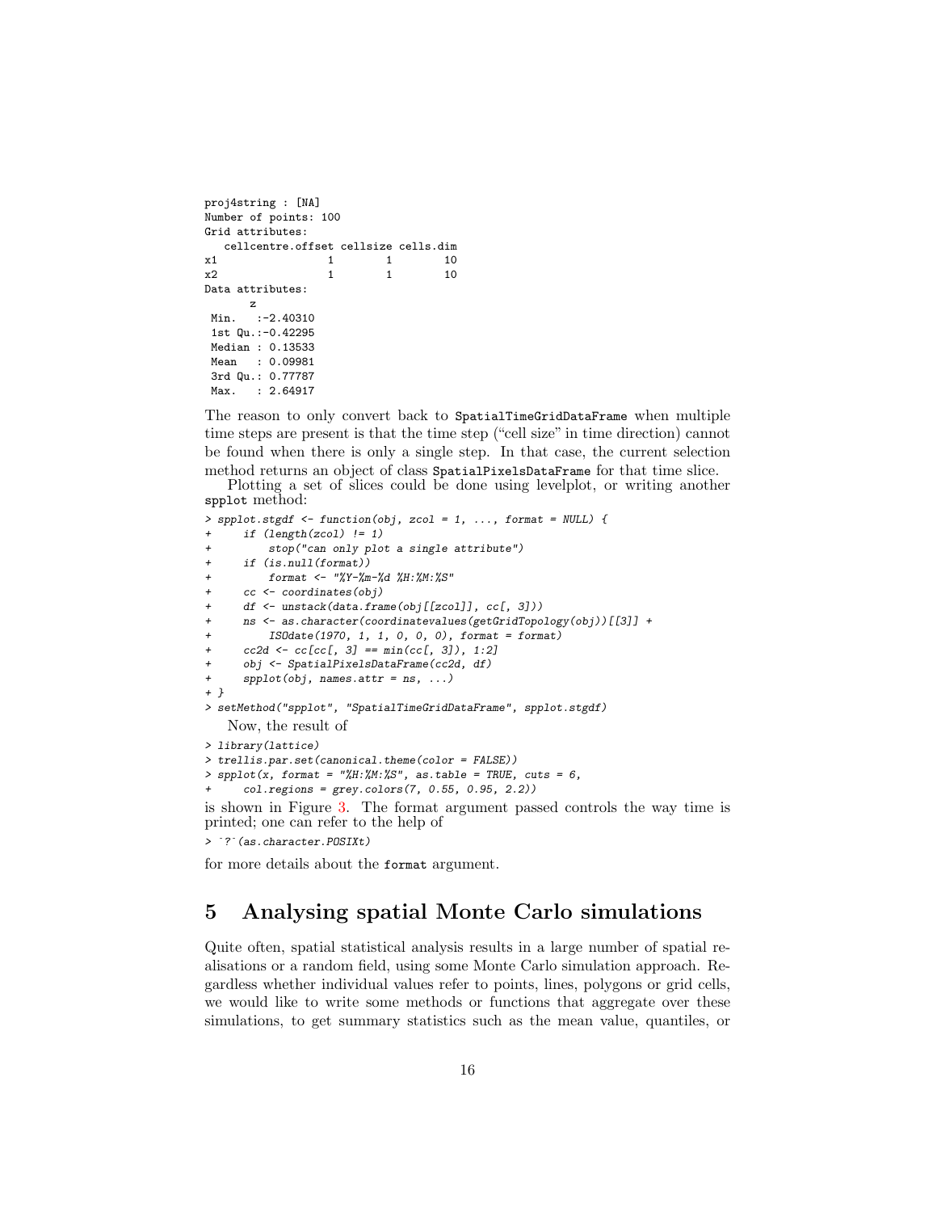```
proj4string : [NA]
Number of points: 100
Grid attributes:
   cellcentre.offset cellsize cells.dim
x1                 1        1        10
x2                 1        1        10
Data attributes:
       z
 Min.   :-2.40310
 1st Qu.:-0.42295
 Median : 0.13533
 Mean   : 0.09981
 3rd Qu.: 0.77787
 Max.   : 2.64917
```

The reason to only convert back to `SpatialTimeGridDataFrame` when multiple time steps are present is that the time step ("cell size" in time direction) cannot be found when there is only a single step. In that case, the current selection method returns an object of class `SpatialPixelsDataFrame` for that time slice.

Plotting a set of slices could be done using levelplot, or writing another `spplot` method:

```
> spplot.stgdf <- function(obj, zcol = 1, ..., format = NULL) {
+     if (length(zcol) != 1)
+         stop("can only plot a single attribute")
+     if (is.null(format))
+         format <- "%Y-%m-%d %H:%M:%S"
+     cc <- coordinates(obj)
+     df <- unstack(data.frame(obj[[zcol]], cc[, 3]))
+     ns <- as.character(coordinatevalues(getGridTopology(obj))[[3]] +
+         ISOdate(1970, 1, 1, 0, 0, 0), format = format)
+     cc2d <- cc[cc[, 3] == min(cc[, 3]), 1:2]
+     obj <- SpatialPixelsDataFrame(cc2d, df)
+     spplot(obj, names.attr = ns, ...)
+ }
> setMethod("spplot", "SpatialTimeGridDataFrame", spplot.stgdf)
```

Now, the result of

```
> library(lattice)
> trellis.par.set(canonical.theme(color = FALSE))
> spplot(x, format = "%H:%M:%S", as.table = TRUE, cuts = 6,
+     col.regions = grey.colors(7, 0.55, 0.95, 2.2))
```

is shown in Figure 3. The format argument passed controls the way time is printed; one can refer to the help of

```
> `?`(as.character.POSIXt)
```

for more details about the `format` argument.

# 5 Analysing spatial Monte Carlo simulations

Quite often, spatial statistical analysis results in a large number of spatial realisations or a random field, using some Monte Carlo simulation approach. Regardless whether individual values refer to points, lines, polygons or grid cells, we would like to write some methods or functions that aggregate over these simulations, to get summary statistics such as the mean value, quantiles, or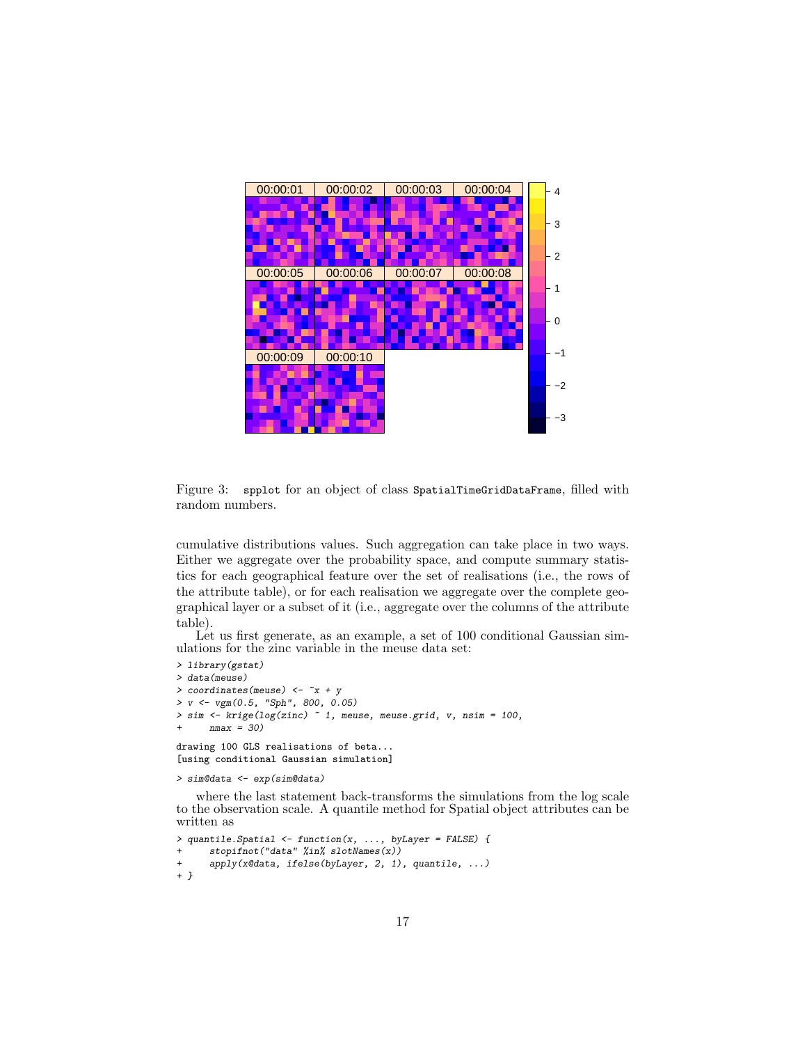Figure 3: `spplot` for an object of class `SpatialTimeGridDataFrame`, filled with random numbers.

cumulative distributions values. Such aggregation can take place in two ways. Either we aggregate over the probability space, and compute summary statistics for each geographical feature over the set of realisations (i.e., the rows of the attribute table), or for each realisation we aggregate over the complete geographical layer or a subset of it (i.e., aggregate over the columns of the attribute table).

Let us first generate, as an example, a set of 100 conditional Gaussian simulations for the zinc variable in the meuse data set:

```
> library(gstat)
> data(meuse)
> coordinates(meuse) <- ~x + y
> v <- vgm(0.5, "Sph", 800, 0.05)
> sim <- krige(log(zinc) ~ 1, meuse, meuse.grid, v, nsim = 100,
+     nmax = 30)
```

```
drawing 100 GLS realisations of beta...
[using conditional Gaussian simulation]
```

```
> sim@data <- exp(sim@data)
```

where the last statement back-transforms the simulations from the log scale to the observation scale. A quantile method for Spatial object attributes can be written as

```
> quantile.Spatial <- function(x, ..., byLayer = FALSE) {
+     stopifnot("data" %in% slotNames(x))
+     apply(x@data, ifelse(byLayer, 2, 1), quantile, ...)
+ }
```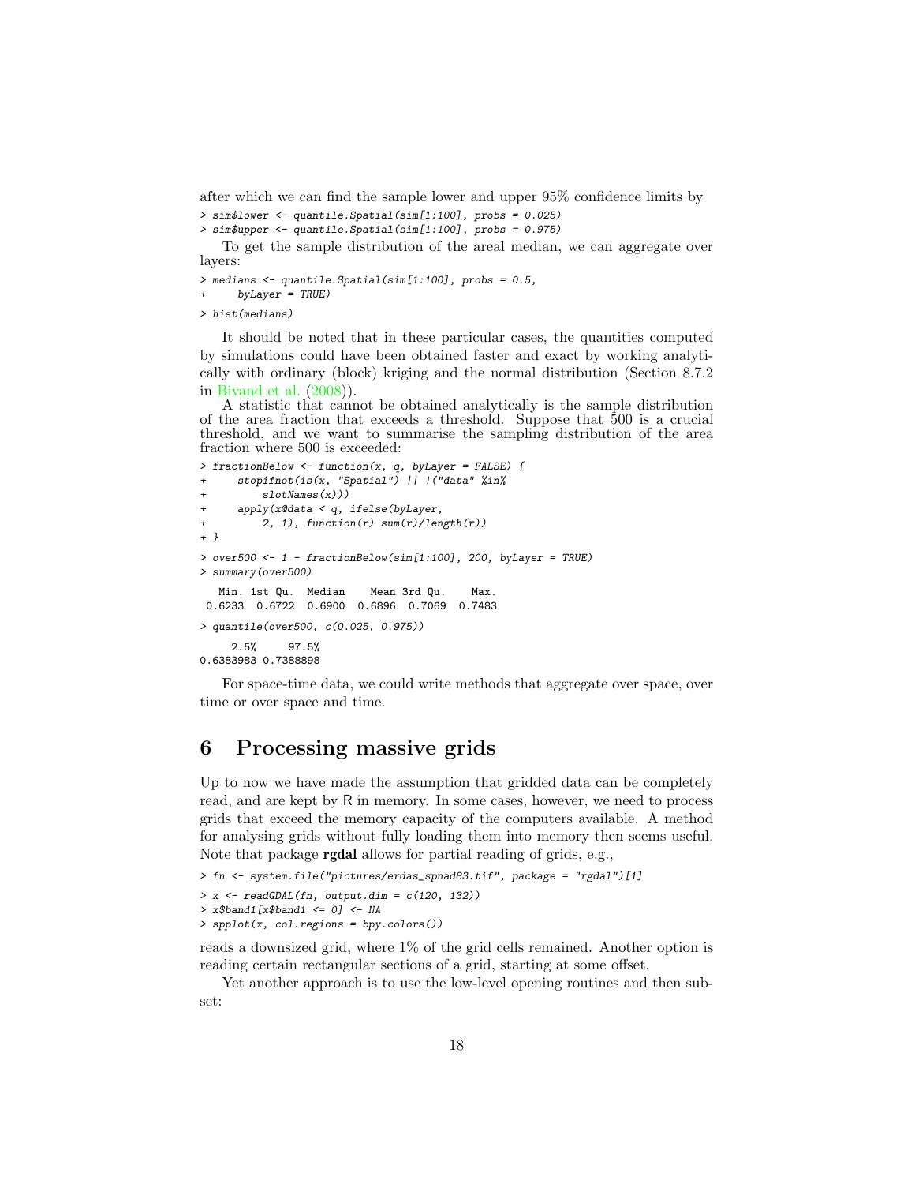after which we can find the sample lower and upper 95% confidence limits by

```
> sim$lower <- quantile.Spatial(sim[1:100], probs = 0.025)
> sim$upper <- quantile.Spatial(sim[1:100], probs = 0.975)
```

To get the sample distribution of the areal median, we can aggregate over layers:

```
> medians <- quantile.Spatial(sim[1:100], probs = 0.5,
+     byLayer = TRUE)
> hist(medians)
```

It should be noted that in these particular cases, the quantities computed by simulations could have been obtained faster and exact by working analytically with ordinary (block) kriging and the normal distribution (Section 8.7.2 in Bivand et al. (2008)).

A statistic that cannot be obtained analytically is the sample distribution of the area fraction that exceeds a threshold. Suppose that 500 is a crucial threshold, and we want to summarise the sampling distribution of the area fraction where 500 is exceeded:

```
> fractionBelow <- function(x, q, byLayer = FALSE) {
+     stopifnot(is(x, "Spatial") || !("data" %in%
+         slotNames(x)))
+     apply(x@data < q, ifelse(byLayer,
+         2, 1), function(r) sum(r)/length(r))
+ }
> over500 <- 1 - fractionBelow(sim[1:100], 200, byLayer = TRUE)
> summary(over500)

   Min. 1st Qu.  Median    Mean 3rd Qu.    Max. 
 0.6233  0.6722  0.6900  0.6896  0.7069  0.7483 

> quantile(over500, c(0.025, 0.975))

     2.5%     97.5% 
0.6383983 0.7388898 
```

For space-time data, we could write methods that aggregate over space, over time or over space and time.

# 6 Processing massive grids

Up to now we have made the assumption that gridded data can be completely read, and are kept by R in memory. In some cases, however, we need to process grids that exceed the memory capacity of the computers available. A method for analysing grids without fully loading them into memory then seems useful. Note that package **rgdal** allows for partial reading of grids, e.g.,

```
> fn <- system.file("pictures/erdas_spnad83.tif", package = "rgdal")[1]
> x <- readGDAL(fn, output.dim = c(120, 132))
> x$band1[x$band1 <= 0] <- NA
> spplot(x, col.regions = bpy.colors())
```

reads a downsized grid, where 1% of the grid cells remained. Another option is reading certain rectangular sections of a grid, starting at some offset.

Yet another approach is to use the low-level opening routines and then subset: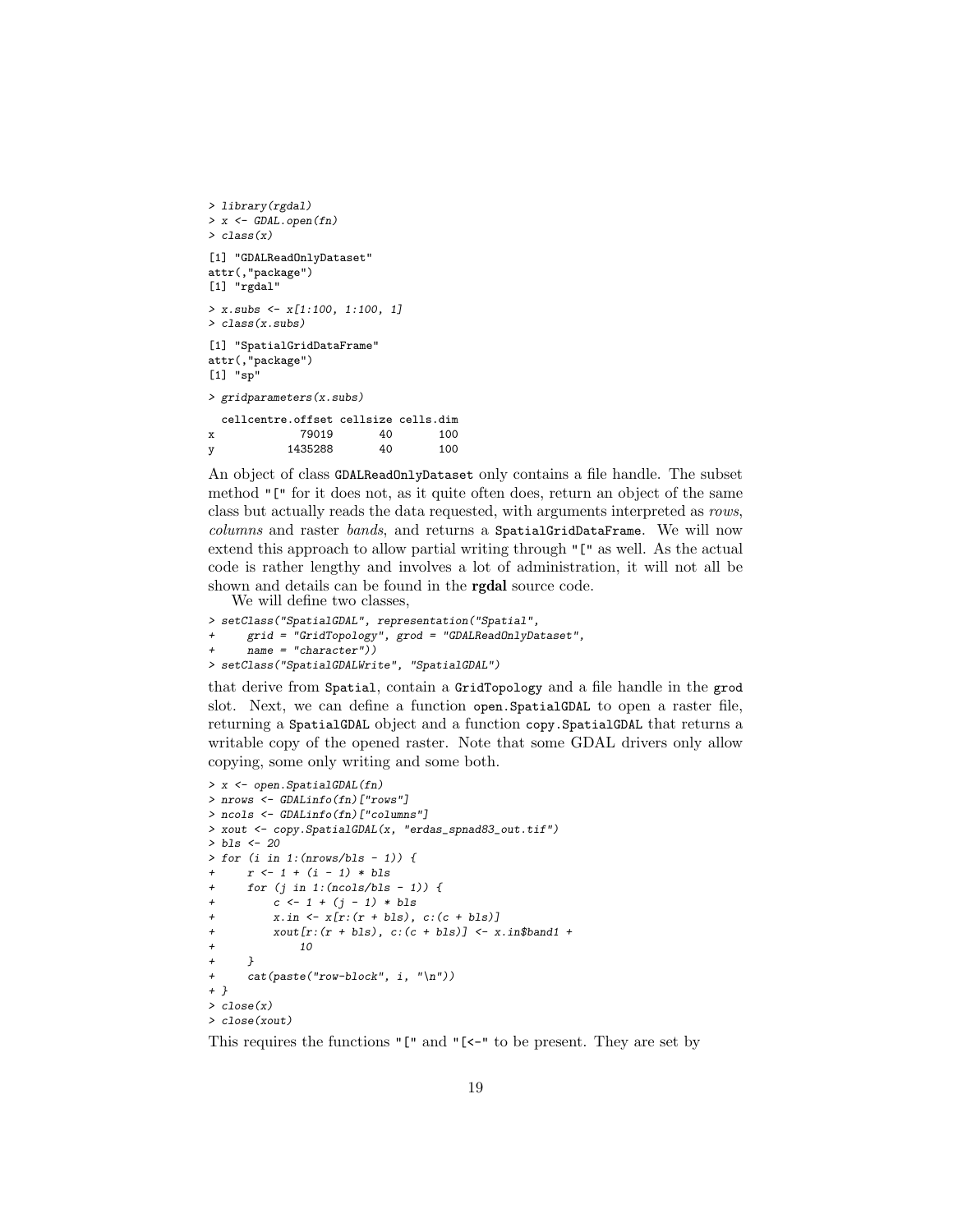```
> library(rgdal)
> x <- GDAL.open(fn)
> class(x)

[1] "GDALReadOnlyDataset"
attr(,"package")
[1] "rgdal"

> x.subs <- x[1:100, 1:100, 1]
> class(x.subs)

[1] "SpatialGridDataFrame"
attr(,"package")
[1] "sp"

> gridparameters(x.subs)

  cellcentre.offset cellsize cells.dim
x             79019       40       100
y           1435288       40       100
```

An object of class `GDALReadOnlyDataset` only contains a file handle. The subset method `"["` for it does not, as it quite often does, return an object of the same class but actually reads the data requested, with arguments interpreted as *rows*, *columns* and raster *bands*, and returns a `SpatialGridDataFrame`. We will now extend this approach to allow partial writing through `"["` as well. As the actual code is rather lengthy and involves a lot of administration, it will not all be shown and details can be found in the **rgdal** source code.

We will define two classes,

```
> setClass("SpatialGDAL", representation("Spatial",
+     grid = "GridTopology", grod = "GDALReadOnlyDataset",
+     name = "character"))
> setClass("SpatialGDALWrite", "SpatialGDAL")
```

that derive from `Spatial`, contain a `GridTopology` and a file handle in the `grod` slot. Next, we can define a function `open.SpatialGDAL` to open a raster file, returning a `SpatialGDAL` object and a function `copy.SpatialGDAL` that returns a writable copy of the opened raster. Note that some GDAL drivers only allow copying, some only writing and some both.

```
> x <- open.SpatialGDAL(fn)
> nrows <- GDALinfo(fn)["rows"]
> ncols <- GDALinfo(fn)["columns"]
> xout <- copy.SpatialGDAL(x, "erdas_spnad83_out.tif")
> bls <- 20
> for (i in 1:(nrows/bls - 1)) {
+     r <- 1 + (i - 1) * bls
+     for (j in 1:(ncols/bls - 1)) {
+         c <- 1 + (j - 1) * bls
+         x.in <- x[r:(r + bls), c:(c + bls)]
+         xout[r:(r + bls), c:(c + bls)] <- x.in$band1 +
+             10
+     }
+     cat(paste("row-block", i, "\n"))
+ }
> close(x)
> close(xout)
```

This requires the functions `"["` and `"[<-"` to be present. They are set by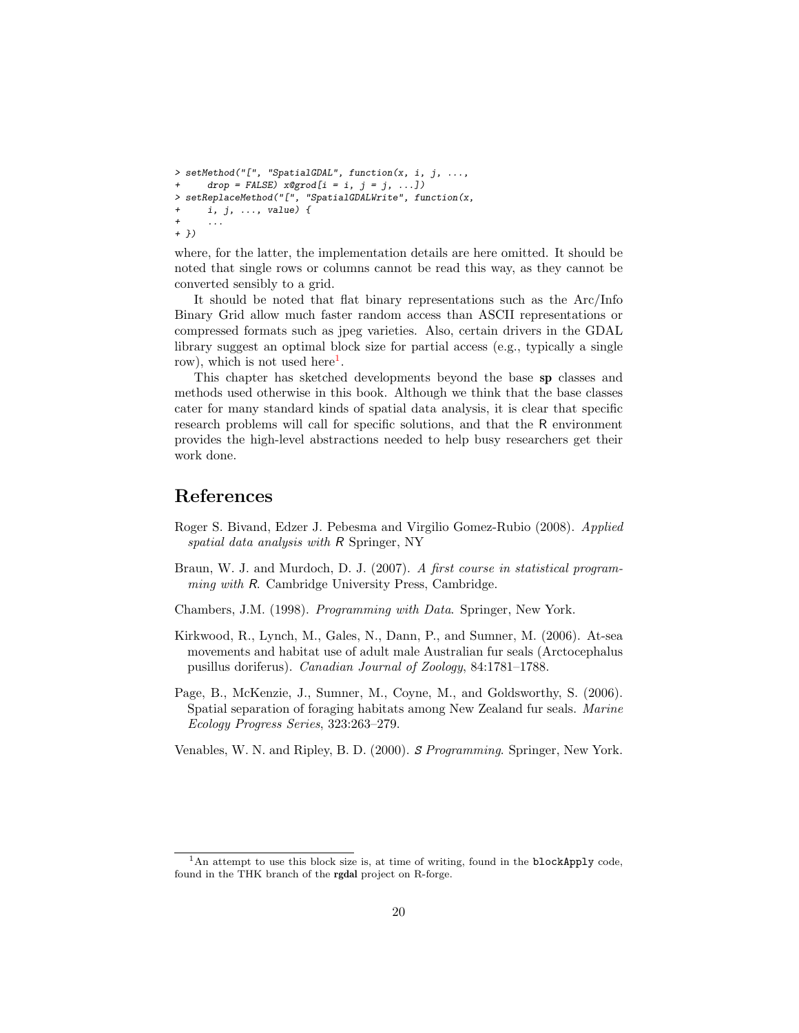```
> setMethod("[", "SpatialGDAL", function(x, i, j, ...,
+     drop = FALSE) x@grod[i = i, j = j, ...])
> setReplaceMethod("[", "SpatialGDALWrite", function(x,
+     i, j, ..., value) {
+     ...
+ })
```

where, for the latter, the implementation details are here omitted. It should be noted that single rows or columns cannot be read this way, as they cannot be converted sensibly to a grid.

It should be noted that flat binary representations such as the Arc/Info Binary Grid allow much faster random access than ASCII representations or compressed formats such as jpeg varieties. Also, certain drivers in the GDAL library suggest an optimal block size for partial access (e.g., typically a single row), which is not used here[1].

This chapter has sketched developments beyond the base **sp** classes and methods used otherwise in this book. Although we think that the base classes cater for many standard kinds of spatial data analysis, it is clear that specific research problems will call for specific solutions, and that the R environment provides the high-level abstractions needed to help busy researchers get their work done.

## References

Roger S. Bivand, Edzer J. Pebesma and Virgilio Gomez-Rubio (2008). *Applied spatial data analysis with R* Springer, NY

Braun, W. J. and Murdoch, D. J. (2007). *A first course in statistical programming with R*. Cambridge University Press, Cambridge.

Chambers, J.M. (1998). *Programming with Data*. Springer, New York.

Kirkwood, R., Lynch, M., Gales, N., Dann, P., and Sumner, M. (2006). At-sea movements and habitat use of adult male Australian fur seals (Arctocephalus pusillus doriferus). *Canadian Journal of Zoology*, 84:1781–1788.

Page, B., McKenzie, J., Sumner, M., Coyne, M., and Goldsworthy, S. (2006). Spatial separation of foraging habitats among New Zealand fur seals. *Marine Ecology Progress Series*, 323:263–279.

Venables, W. N. and Ripley, B. D. (2000). *S Programming*. Springer, New York.

[1] An attempt to use this block size is, at time of writing, found in the `blockApply` code, found in the THK branch of the **rgdal** project on R-forge.